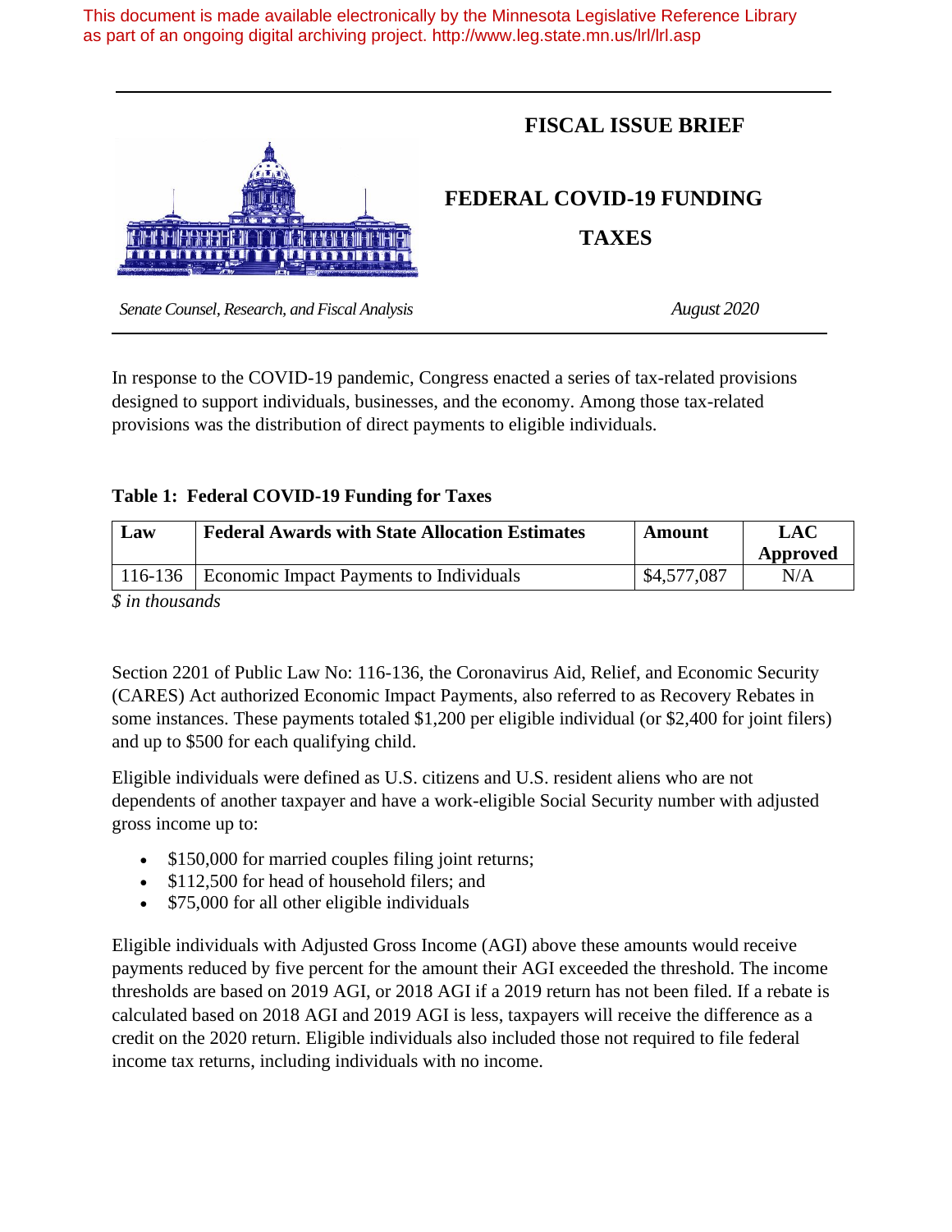This document is made available electronically by the Minnesota Legislative Reference Library as part of an ongoing digital archiving project. http://www.leg.state.mn.us/lrl/lrl.asp

# FISCAL ISSUE BRIEF

## FEDERAL COVID-19 FUNDING

## TAXES

*Senate Counsel, Research, and Fiscal Analysis* *August 2020*

In response to the COVID-19 pandemic, Congress enacted a series of tax-related provisions designed to support individuals, businesses, and the economy. Among those tax-related provisions was the distribution of direct payments to eligible individuals.

**Table 1: Federal COVID-19 Funding for Taxes**

| Law | Federal Awards with State Allocation Estimates | Amount | LAC Approved |
|---|---|---|---|
| 116-136 | Economic Impact Payments to Individuals | $4,577,087 | N/A |

*$ in thousands*

Section 2201 of Public Law No: 116-136, the Coronavirus Aid, Relief, and Economic Security (CARES) Act authorized Economic Impact Payments, also referred to as Recovery Rebates in some instances. These payments totaled $1,200 per eligible individual (or $2,400 for joint filers) and up to $500 for each qualifying child.

Eligible individuals were defined as U.S. citizens and U.S. resident aliens who are not dependents of another taxpayer and have a work-eligible Social Security number with adjusted gross income up to:

- $150,000 for married couples filing joint returns;
- $112,500 for head of household filers; and
- $75,000 for all other eligible individuals

Eligible individuals with Adjusted Gross Income (AGI) above these amounts would receive payments reduced by five percent for the amount their AGI exceeded the threshold. The income thresholds are based on 2019 AGI, or 2018 AGI if a 2019 return has not been filed. If a rebate is calculated based on 2018 AGI and 2019 AGI is less, taxpayers will receive the difference as a credit on the 2020 return. Eligible individuals also included those not required to file federal income tax returns, including individuals with no income.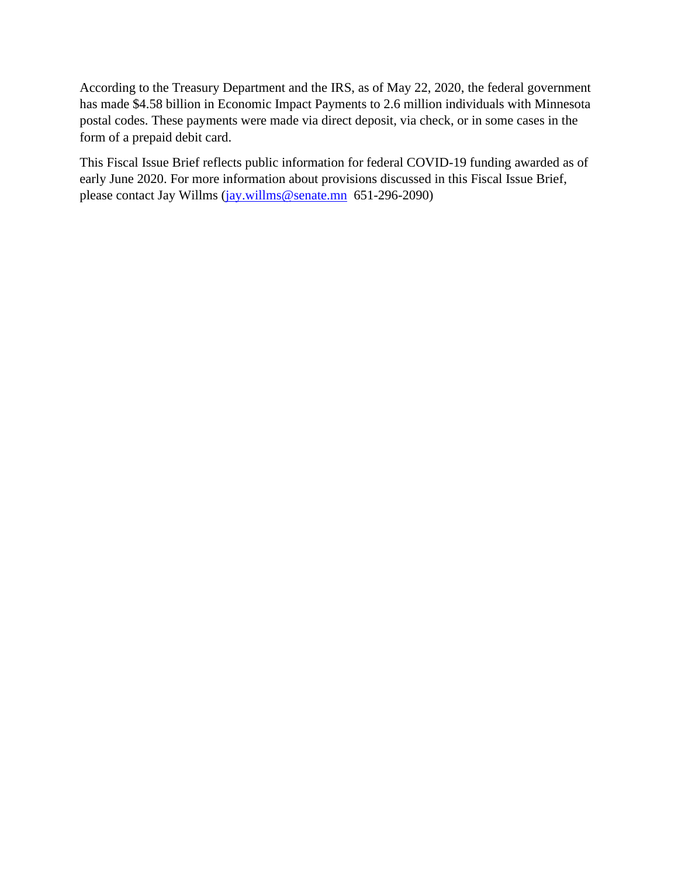According to the Treasury Department and the IRS, as of May 22, 2020, the federal government has made $4.58 billion in Economic Impact Payments to 2.6 million individuals with Minnesota postal codes. These payments were made via direct deposit, via check, or in some cases in the form of a prepaid debit card.

This Fiscal Issue Brief reflects public information for federal COVID-19 funding awarded as of early June 2020. For more information about provisions discussed in this Fiscal Issue Brief, please contact Jay Willms (jay.willms@senate.mn 651-296-2090)